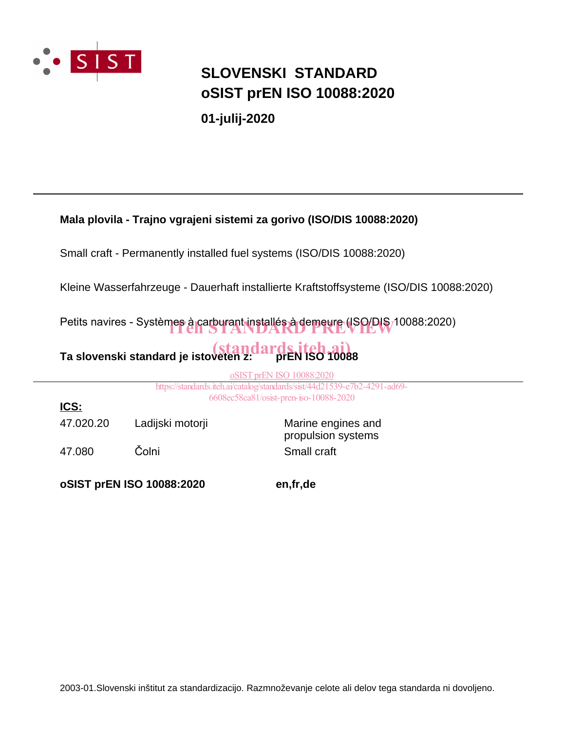SIST

# SLOVENSKI STANDARD
# oSIST prEN ISO 10088:2020

**01-julij-2020**

---

**Mala plovila - Trajno vgrajeni sistemi za gorivo (ISO/DIS 10088:2020)**

Small craft - Permanently installed fuel systems (ISO/DIS 10088:2020)

Kleine Wasserfahrzeuge - Dauerhaft installierte Kraftstoffsysteme (ISO/DIS 10088:2020)

Petits navires - Systèmes à carburant installés à demeure (ISO/DIS 10088:2020)

iTeh STANDARD PREVIEW
(standards.iteh.ai)

**Ta slovenski standard je istoveten z: prEN ISO 10088**

oSIST prEN ISO 10088:2020
https://standards.iteh.ai/catalog/standards/sist/44d21539-e7b2-4291-ad69-6608ec58ca81/osist-pren-iso-10088-2020

---

**ICS:**

| | | |
|---|---|---|
| 47.020.20 | Ladijski motorji | Marine engines and propulsion systems |
| 47.080 | Čolni | Small craft |

**oSIST prEN ISO 10088:2020** **en,fr,de**

2003-01.Slovenski inštitut za standardizacijo. Razmnoževanje celote ali delov tega standarda ni dovoljeno.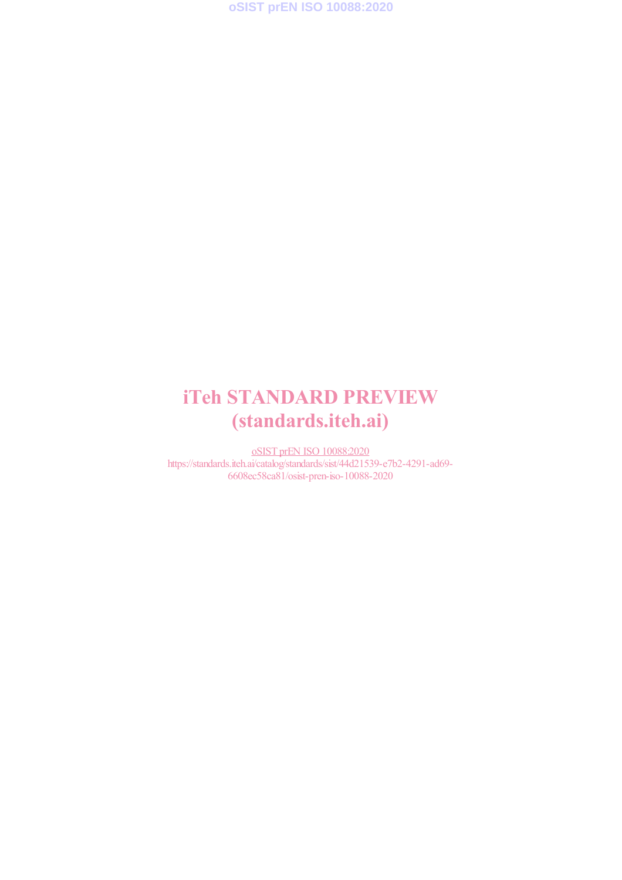# iTeh STANDARD PREVIEW
# (standards.iteh.ai)

oSIST prEN ISO 10088:2020
https://standards.iteh.ai/catalog/standards/sist/44d21539-e7b2-4291-ad69-6608ec58ca81/osist-pren-iso-10088-2020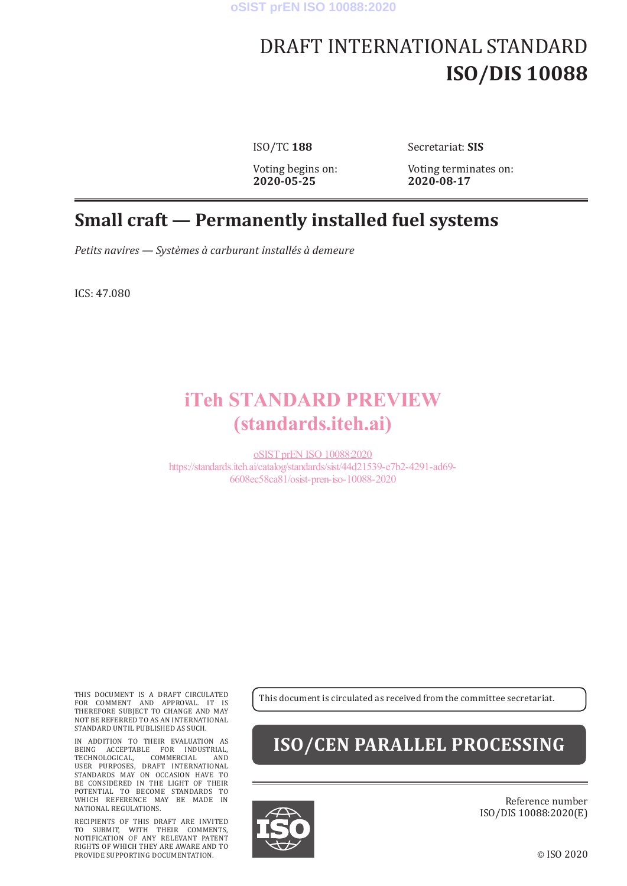# DRAFT INTERNATIONAL STANDARD
# ISO/DIS 10088

ISO/TC **188** Secretariat: **SIS**

Voting begins on: **2020-05-25**

Voting terminates on: **2020-08-17**

## Small craft — Permanently installed fuel systems

*Petits navires — Systèmes à carburant installés à demeure*

ICS: 47.080

iTeh STANDARD PREVIEW
(standards.iteh.ai)

oSIST prEN ISO 10088:2020
https://standards.iteh.ai/catalog/standards/sist/44d21539-e7b2-4291-ad69-6608ec58ca81/osist-pren-iso-10088-2020

THIS DOCUMENT IS A DRAFT CIRCULATED FOR COMMENT AND APPROVAL. IT IS THEREFORE SUBJECT TO CHANGE AND MAY NOT BE REFERRED TO AS AN INTERNATIONAL STANDARD UNTIL PUBLISHED AS SUCH.

IN ADDITION TO THEIR EVALUATION AS BEING ACCEPTABLE FOR INDUSTRIAL, TECHNOLOGICAL, COMMERCIAL AND USER PURPOSES, DRAFT INTERNATIONAL STANDARDS MAY ON OCCASION HAVE TO BE CONSIDERED IN THE LIGHT OF THEIR POTENTIAL TO BECOME STANDARDS TO WHICH REFERENCE MAY BE MADE IN NATIONAL REGULATIONS.

RECIPIENTS OF THIS DRAFT ARE INVITED TO SUBMIT, WITH THEIR COMMENTS, NOTIFICATION OF ANY RELEVANT PATENT RIGHTS OF WHICH THEY ARE AWARE AND TO PROVIDE SUPPORTING DOCUMENTATION.

This document is circulated as received from the committee secretariat.

**ISO/CEN PARALLEL PROCESSING**

Reference number
ISO/DIS 10088:2020(E)

© ISO 2020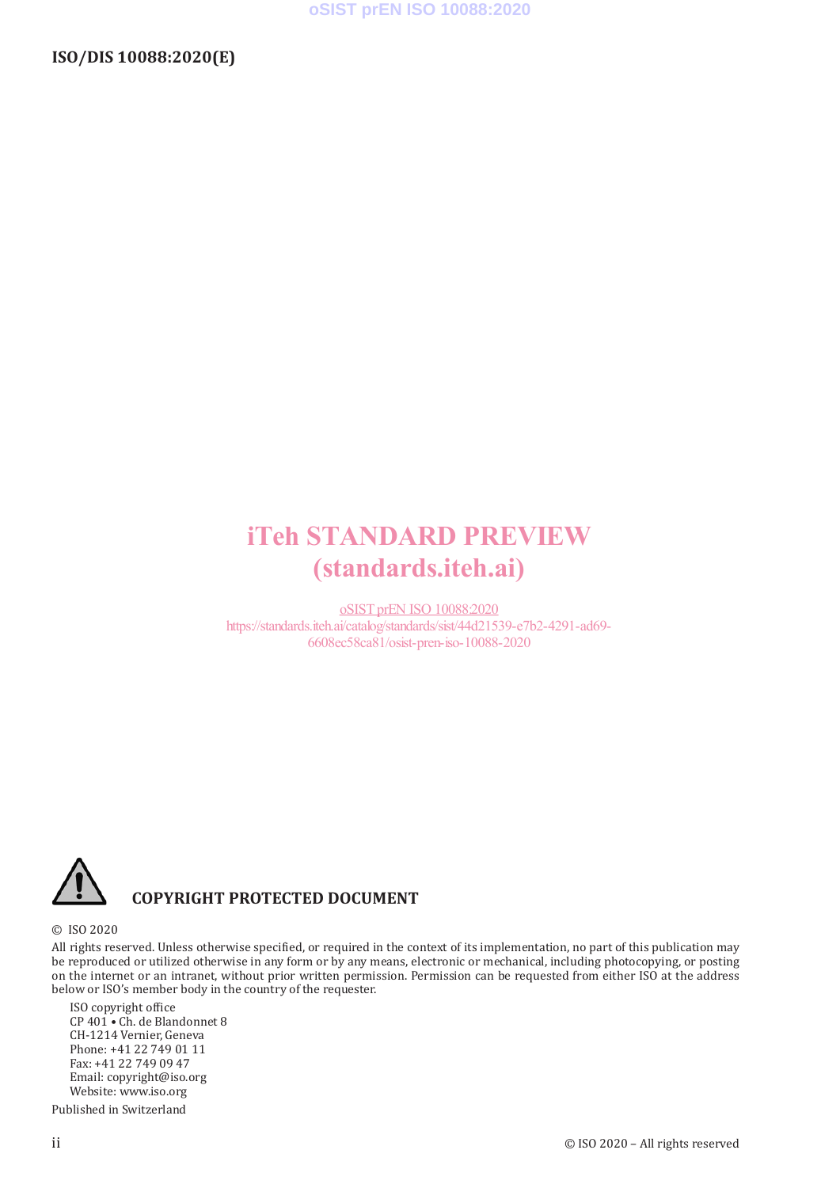iTeh STANDARD PREVIEW
(standards.iteh.ai)

oSIST prEN ISO 10088:2020
https://standards.iteh.ai/catalog/standards/sist/44d21539-e7b2-4291-ad69-6608ec58ca81/osist-pren-iso-10088-2020

**COPYRIGHT PROTECTED DOCUMENT**

© ISO 2020

All rights reserved. Unless otherwise specified, or required in the context of its implementation, no part of this publication may be reproduced or utilized otherwise in any form or by any means, electronic or mechanical, including photocopying, or posting on the internet or an intranet, without prior written permission. Permission can be requested from either ISO at the address below or ISO's member body in the country of the requester.

ISO copyright office
CP 401 • Ch. de Blandonnet 8
CH-1214 Vernier, Geneva
Phone: +41 22 749 01 11
Fax: +41 22 749 09 47
Email: copyright@iso.org
Website: www.iso.org

Published in Switzerland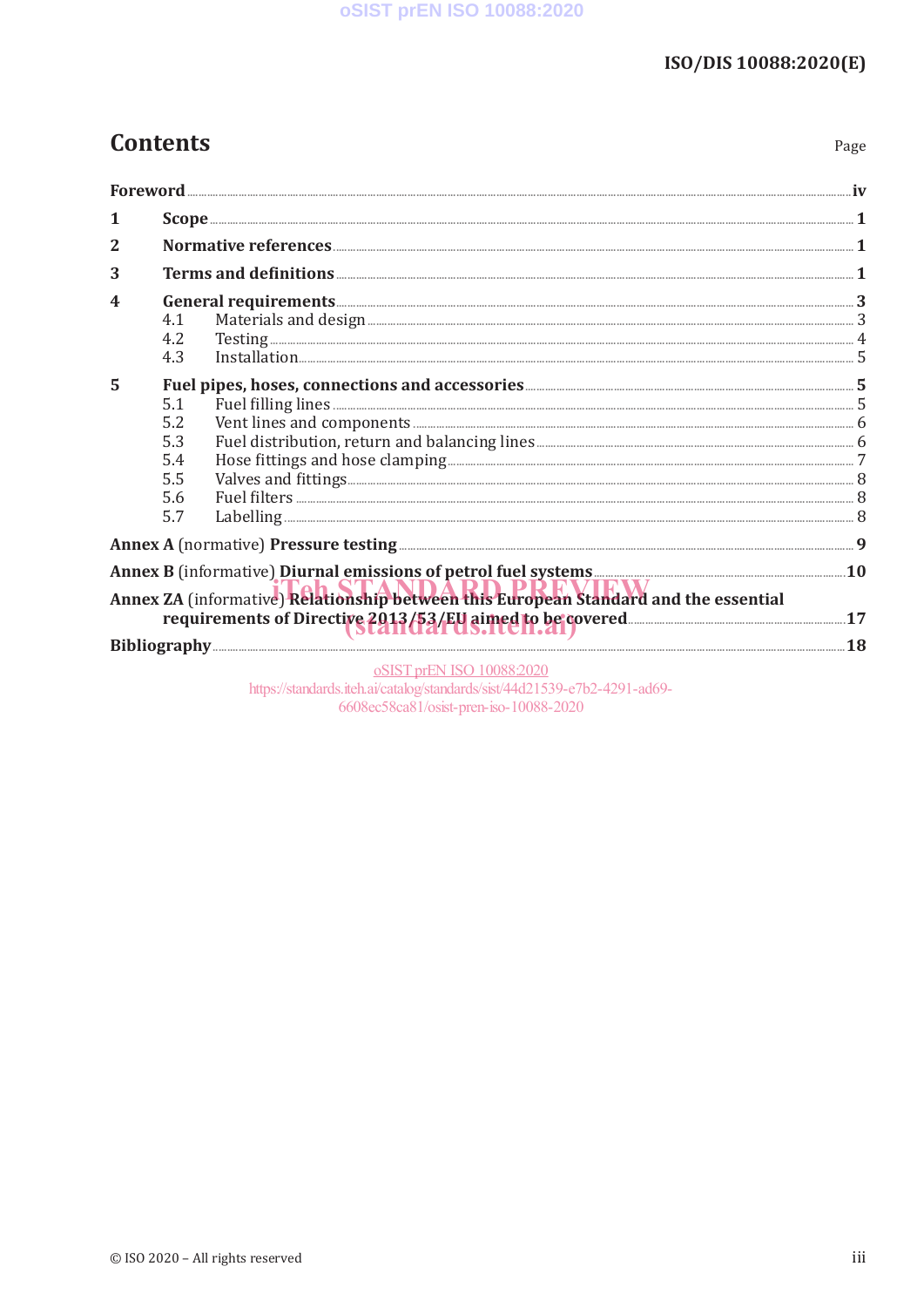# Contents

| | | Page |
|---|---|---|
| **Foreword** | | **iv** |
| **1** | **Scope** | **1** |
| **2** | **Normative references** | **1** |
| **3** | **Terms and definitions** | **1** |
| **4** | **General requirements** | **3** |
| | 4.1 Materials and design | 3 |
| | 4.2 Testing | 4 |
| | 4.3 Installation | 5 |
| **5** | **Fuel pipes, hoses, connections and accessories** | **5** |
| | 5.1 Fuel filling lines | 5 |
| | 5.2 Vent lines and components | 6 |
| | 5.3 Fuel distribution, return and balancing lines | 6 |
| | 5.4 Hose fittings and hose clamping | 7 |
| | 5.5 Valves and fittings | 8 |
| | 5.6 Fuel filters | 8 |
| | 5.7 Labelling | 8 |
| **Annex A** (normative) **Pressure testing** | | **9** |
| **Annex B** (informative) **Diurnal emissions of petrol fuel systems** | | **10** |
| **Annex ZA** (informative) **Relationship between this European Standard and the essential requirements of Directive 2013/53/EU aimed to be covered** | | **17** |
| **Bibliography** | | **18** |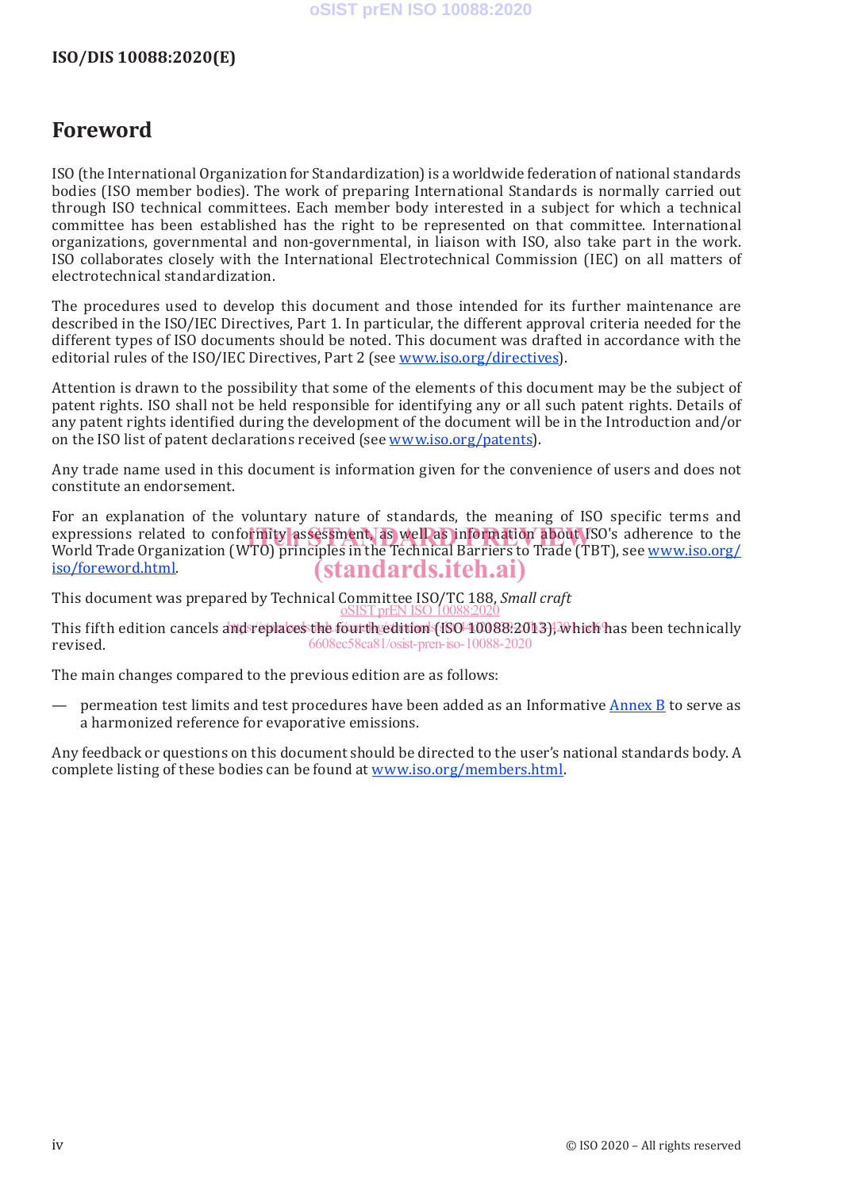# Foreword

ISO (the International Organization for Standardization) is a worldwide federation of national standards bodies (ISO member bodies). The work of preparing International Standards is normally carried out through ISO technical committees. Each member body interested in a subject for which a technical committee has been established has the right to be represented on that committee. International organizations, governmental and non-governmental, in liaison with ISO, also take part in the work. ISO collaborates closely with the International Electrotechnical Commission (IEC) on all matters of electrotechnical standardization.

The procedures used to develop this document and those intended for its further maintenance are described in the ISO/IEC Directives, Part 1. In particular, the different approval criteria needed for the different types of ISO documents should be noted. This document was drafted in accordance with the editorial rules of the ISO/IEC Directives, Part 2 (see www.iso.org/directives).

Attention is drawn to the possibility that some of the elements of this document may be the subject of patent rights. ISO shall not be held responsible for identifying any or all such patent rights. Details of any patent rights identified during the development of the document will be in the Introduction and/or on the ISO list of patent declarations received (see www.iso.org/patents).

Any trade name used in this document is information given for the convenience of users and does not constitute an endorsement.

For an explanation of the voluntary nature of standards, the meaning of ISO specific terms and expressions related to conformity assessment, as well as information about ISO's adherence to the World Trade Organization (WTO) principles in the Technical Barriers to Trade (TBT), see www.iso.org/iso/foreword.html.

This document was prepared by Technical Committee ISO/TC 188, *Small craft*.

This fifth edition cancels and replaces the fourth edition (ISO 10088:2013), which has been technically revised.

The main changes compared to the previous edition are as follows:

— permeation test limits and test procedures have been added as an Informative Annex B to serve as a harmonized reference for evaporative emissions.

Any feedback or questions on this document should be directed to the user's national standards body. A complete listing of these bodies can be found at www.iso.org/members.html.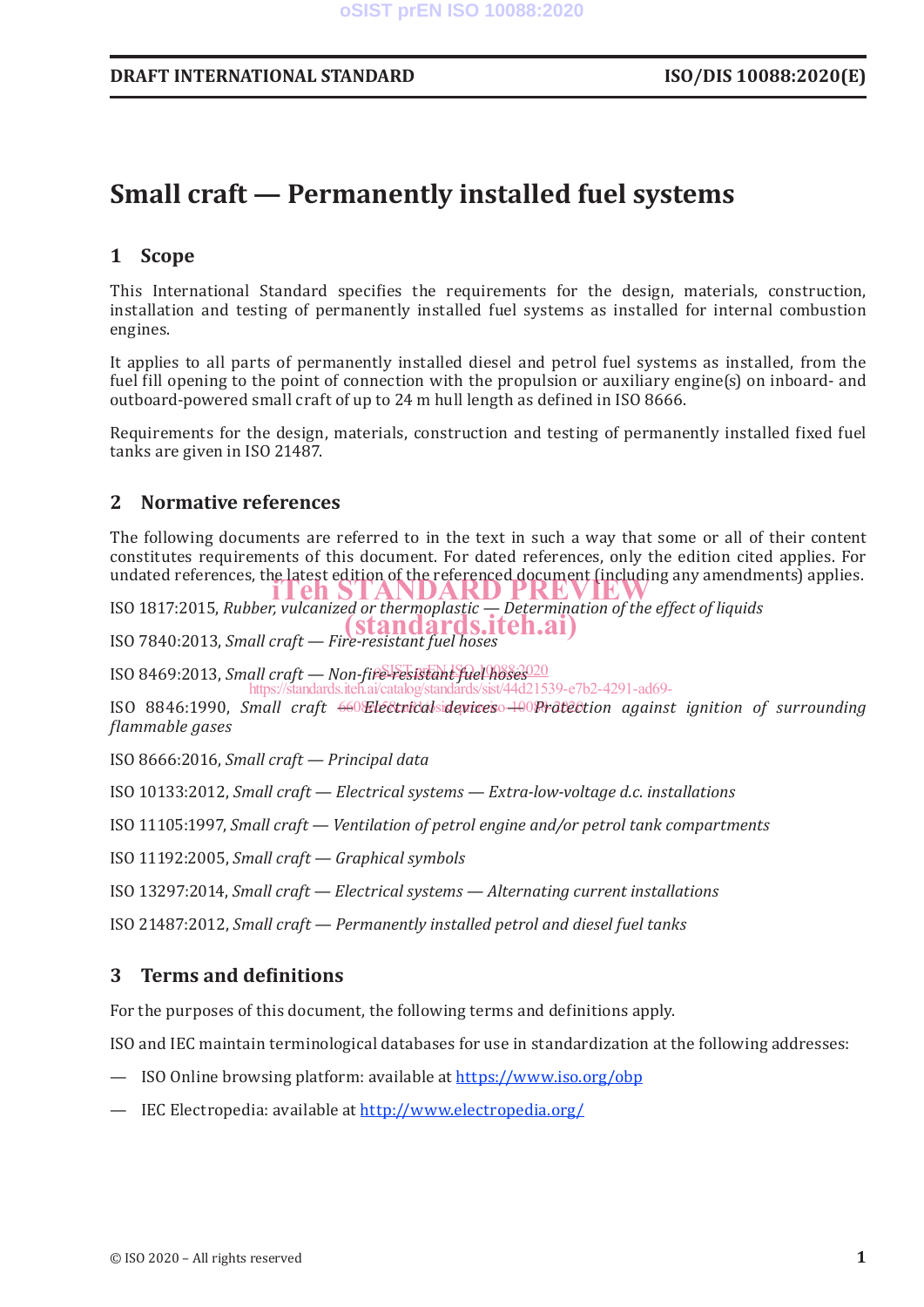# Small craft — Permanently installed fuel systems

## 1 Scope

This International Standard specifies the requirements for the design, materials, construction, installation and testing of permanently installed fuel systems as installed for internal combustion engines.

It applies to all parts of permanently installed diesel and petrol fuel systems as installed, from the fuel fill opening to the point of connection with the propulsion or auxiliary engine(s) on inboard- and outboard-powered small craft of up to 24 m hull length as defined in ISO 8666.

Requirements for the design, materials, construction and testing of permanently installed fixed fuel tanks are given in ISO 21487.

## 2 Normative references

The following documents are referred to in the text in such a way that some or all of their content constitutes requirements of this document. For dated references, only the edition cited applies. For undated references, the latest edition of the referenced document (including any amendments) applies.

ISO 1817:2015, *Rubber, vulcanized or thermoplastic — Determination of the effect of liquids*

ISO 7840:2013, *Small craft — Fire-resistant fuel hoses*

ISO 8469:2013, *Small craft — Non-fire-resistant fuel hoses*

ISO 8846:1990, *Small craft — Electrical devices — Protection against ignition of surrounding flammable gases*

ISO 8666:2016, *Small craft — Principal data*

ISO 10133:2012, *Small craft — Electrical systems — Extra-low-voltage d.c. installations*

ISO 11105:1997, *Small craft — Ventilation of petrol engine and/or petrol tank compartments*

ISO 11192:2005, *Small craft — Graphical symbols*

ISO 13297:2014, *Small craft — Electrical systems — Alternating current installations*

ISO 21487:2012, *Small craft — Permanently installed petrol and diesel fuel tanks*

## 3 Terms and definitions

For the purposes of this document, the following terms and definitions apply.

ISO and IEC maintain terminological databases for use in standardization at the following addresses:

— ISO Online browsing platform: available at https://www.iso.org/obp

— IEC Electropedia: available at http://www.electropedia.org/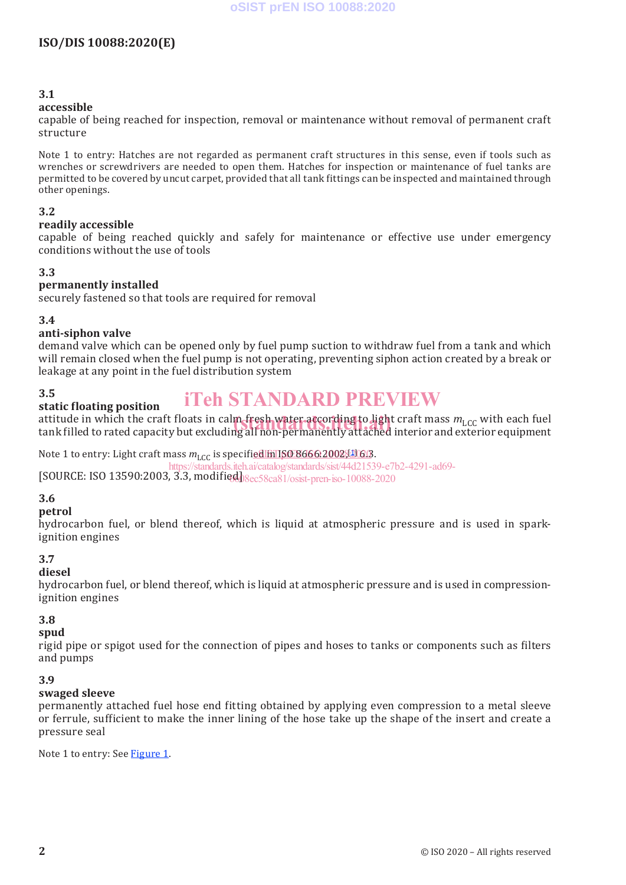**3.1**
**accessible**
capable of being reached for inspection, removal or maintenance without removal of permanent craft structure

Note 1 to entry: Hatches are not regarded as permanent craft structures in this sense, even if tools such as wrenches or screwdrivers are needed to open them. Hatches for inspection or maintenance of fuel tanks are permitted to be covered by uncut carpet, provided that all tank fittings can be inspected and maintained through other openings.

**3.2**
**readily accessible**
capable of being reached quickly and safely for maintenance or effective use under emergency conditions without the use of tools

**3.3**
**permanently installed**
securely fastened so that tools are required for removal

**3.4**
**anti-siphon valve**
demand valve which can be opened only by fuel pump suction to withdraw fuel from a tank and which will remain closed when the fuel pump is not operating, preventing siphon action created by a break or leakage at any point in the fuel distribution system

**3.5**
**static floating position**
attitude in which the craft floats in calm fresh water according to light craft mass $m_{LCC}$ with each fuel tank filled to rated capacity but excluding all non-permanently attached interior and exterior equipment

Note 1 to entry: Light craft mass $m_{LCC}$ is specified in ISO 8666:2002,[1] 6.3.

[SOURCE: ISO 13590:2003, 3.3, modified]

**3.6**
**petrol**
hydrocarbon fuel, or blend thereof, which is liquid at atmospheric pressure and is used in spark-ignition engines

**3.7**
**diesel**
hydrocarbon fuel, or blend thereof, which is liquid at atmospheric pressure and is used in compression-ignition engines

**3.8**
**spud**
rigid pipe or spigot used for the connection of pipes and hoses to tanks or components such as filters and pumps

**3.9**
**swaged sleeve**
permanently attached fuel hose end fitting obtained by applying even compression to a metal sleeve or ferrule, sufficient to make the inner lining of the hose take up the shape of the insert and create a pressure seal

Note 1 to entry: See Figure 1.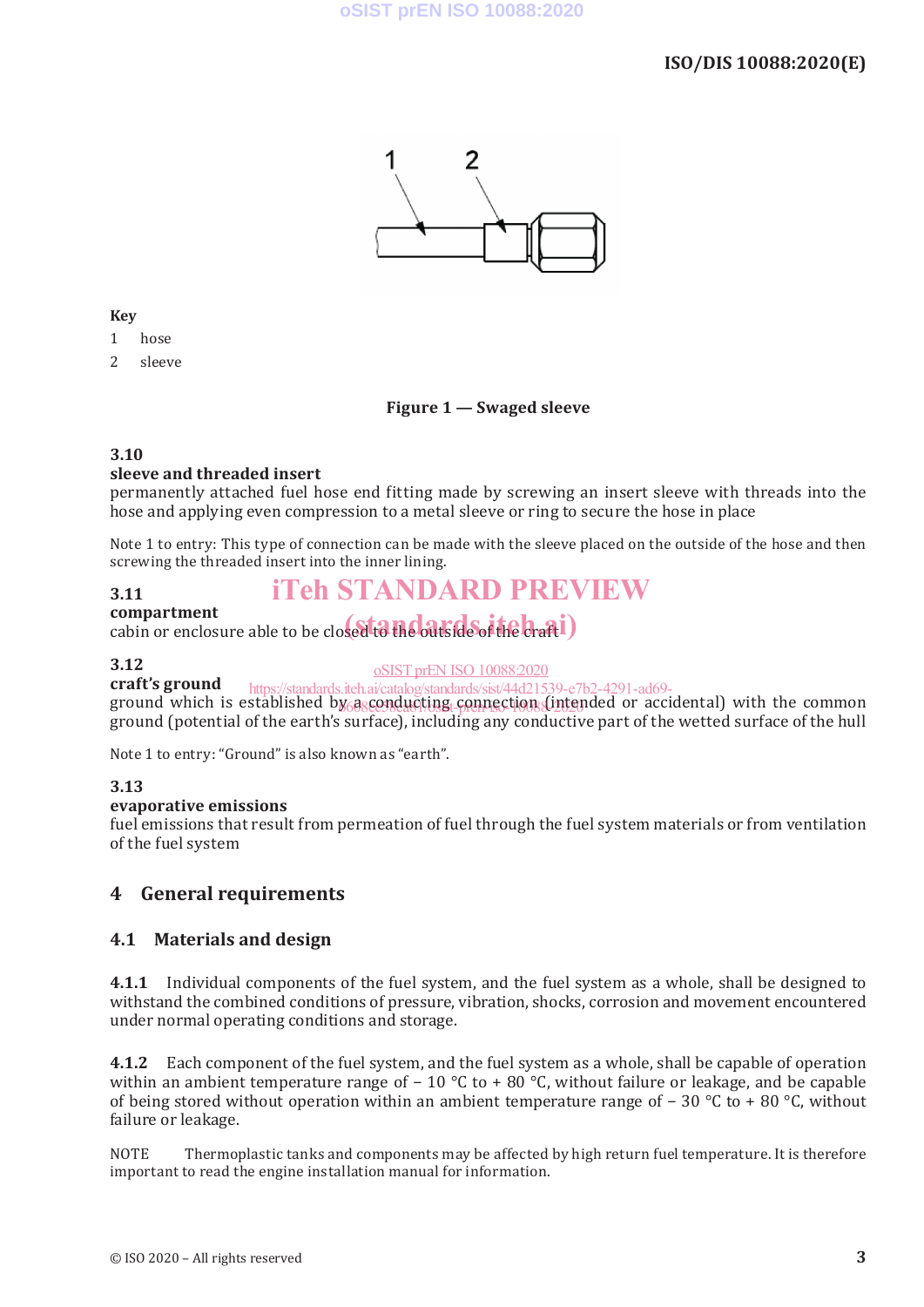**Key**

1 hose

2 sleeve

**Figure 1 — Swaged sleeve**

**3.10**

**sleeve and threaded insert**

permanently attached fuel hose end fitting made by screwing an insert sleeve with threads into the hose and applying even compression to a metal sleeve or ring to secure the hose in place

Note 1 to entry: This type of connection can be made with the sleeve placed on the outside of the hose and then screwing the threaded insert into the inner lining.

**3.11**

**compartment**

cabin or enclosure able to be closed to the outside of the craft

**3.12**

**craft's ground**

ground which is established by a conducting connection (intended or accidental) with the common ground (potential of the earth's surface), including any conductive part of the wetted surface of the hull

Note 1 to entry: "Ground" is also known as "earth".

**3.13**

**evaporative emissions**

fuel emissions that result from permeation of fuel through the fuel system materials or from ventilation of the fuel system

## 4 General requirements

### 4.1 Materials and design

**4.1.1** Individual components of the fuel system, and the fuel system as a whole, shall be designed to withstand the combined conditions of pressure, vibration, shocks, corrosion and movement encountered under normal operating conditions and storage.

**4.1.2** Each component of the fuel system, and the fuel system as a whole, shall be capable of operation within an ambient temperature range of − 10 °C to + 80 °C, without failure or leakage, and be capable of being stored without operation within an ambient temperature range of − 30 °C to + 80 °C, without failure or leakage.

NOTE Thermoplastic tanks and components may be affected by high return fuel temperature. It is therefore important to read the engine installation manual for information.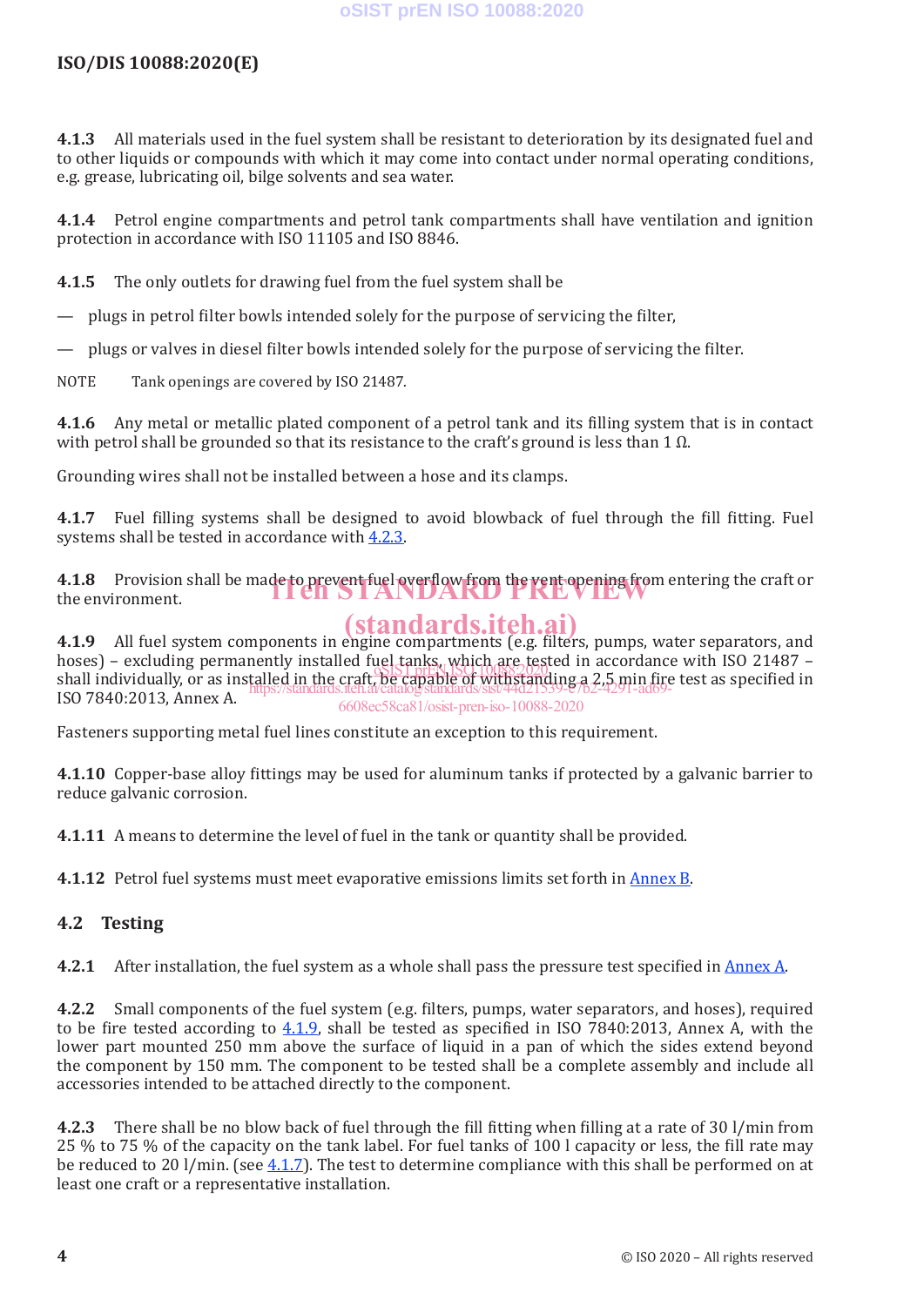**4.1.3** All materials used in the fuel system shall be resistant to deterioration by its designated fuel and to other liquids or compounds with which it may come into contact under normal operating conditions, e.g. grease, lubricating oil, bilge solvents and sea water.

**4.1.4** Petrol engine compartments and petrol tank compartments shall have ventilation and ignition protection in accordance with ISO 11105 and ISO 8846.

**4.1.5** The only outlets for drawing fuel from the fuel system shall be

— plugs in petrol filter bowls intended solely for the purpose of servicing the filter,

— plugs or valves in diesel filter bowls intended solely for the purpose of servicing the filter.

NOTE Tank openings are covered by ISO 21487.

**4.1.6** Any metal or metallic plated component of a petrol tank and its filling system that is in contact with petrol shall be grounded so that its resistance to the craft's ground is less than 1 Ω.

Grounding wires shall not be installed between a hose and its clamps.

**4.1.7** Fuel filling systems shall be designed to avoid blowback of fuel through the fill fitting. Fuel systems shall be tested in accordance with 4.2.3.

**4.1.8** Provision shall be made to prevent fuel overflow from the vent opening from entering the craft or the environment.

**4.1.9** All fuel system components in engine compartments (e.g. filters, pumps, water separators, and hoses) – excluding permanently installed fuel tanks, which are tested in accordance with ISO 21487 – shall individually, or as installed in the craft, be capable of withstanding a 2,5 min fire test as specified in ISO 7840:2013, Annex A.

Fasteners supporting metal fuel lines constitute an exception to this requirement.

**4.1.10** Copper-base alloy fittings may be used for aluminum tanks if protected by a galvanic barrier to reduce galvanic corrosion.

**4.1.11** A means to determine the level of fuel in the tank or quantity shall be provided.

**4.1.12** Petrol fuel systems must meet evaporative emissions limits set forth in Annex B.

## 4.2 Testing

**4.2.1** After installation, the fuel system as a whole shall pass the pressure test specified in Annex A.

**4.2.2** Small components of the fuel system (e.g. filters, pumps, water separators, and hoses), required to be fire tested according to 4.1.9, shall be tested as specified in ISO 7840:2013, Annex A, with the lower part mounted 250 mm above the surface of liquid in a pan of which the sides extend beyond the component by 150 mm. The component to be tested shall be a complete assembly and include all accessories intended to be attached directly to the component.

**4.2.3** There shall be no blow back of fuel through the fill fitting when filling at a rate of 30 l/min from 25 % to 75 % of the capacity on the tank label. For fuel tanks of 100 l capacity or less, the fill rate may be reduced to 20 l/min. (see 4.1.7). The test to determine compliance with this shall be performed on at least one craft or a representative installation.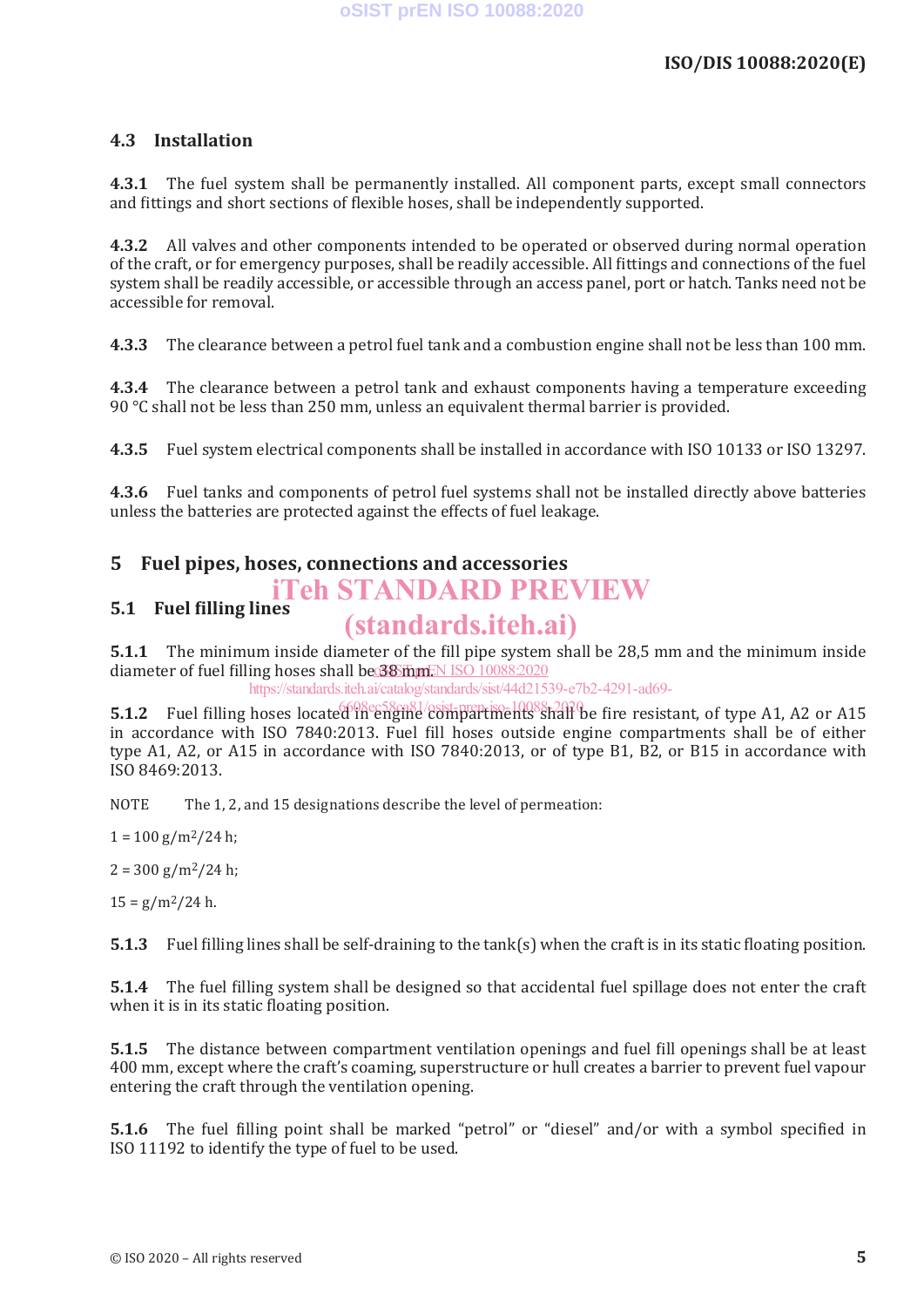### 4.3 Installation

**4.3.1** The fuel system shall be permanently installed. All component parts, except small connectors and fittings and short sections of flexible hoses, shall be independently supported.

**4.3.2** All valves and other components intended to be operated or observed during normal operation of the craft, or for emergency purposes, shall be readily accessible. All fittings and connections of the fuel system shall be readily accessible, or accessible through an access panel, port or hatch. Tanks need not be accessible for removal.

**4.3.3** The clearance between a petrol fuel tank and a combustion engine shall not be less than 100 mm.

**4.3.4** The clearance between a petrol tank and exhaust components having a temperature exceeding 90 °C shall not be less than 250 mm, unless an equivalent thermal barrier is provided.

**4.3.5** Fuel system electrical components shall be installed in accordance with ISO 10133 or ISO 13297.

**4.3.6** Fuel tanks and components of petrol fuel systems shall not be installed directly above batteries unless the batteries are protected against the effects of fuel leakage.

## 5 Fuel pipes, hoses, connections and accessories

### 5.1 Fuel filling lines

**5.1.1** The minimum inside diameter of the fill pipe system shall be 28,5 mm and the minimum inside diameter of fuel filling hoses shall be 38 mm.

**5.1.2** Fuel filling hoses located in engine compartments shall be fire resistant, of type A1, A2 or A15 in accordance with ISO 7840:2013. Fuel fill hoses outside engine compartments shall be of either type A1, A2, or A15 in accordance with ISO 7840:2013, or of type B1, B2, or B15 in accordance with ISO 8469:2013.

NOTE The 1, 2, and 15 designations describe the level of permeation:

1 = 100 g/m$^2$/24 h;

2 = 300 g/m$^2$/24 h;

15 = g/m$^2$/24 h.

**5.1.3** Fuel filling lines shall be self-draining to the tank(s) when the craft is in its static floating position.

**5.1.4** The fuel filling system shall be designed so that accidental fuel spillage does not enter the craft when it is in its static floating position.

**5.1.5** The distance between compartment ventilation openings and fuel fill openings shall be at least 400 mm, except where the craft's coaming, superstructure or hull creates a barrier to prevent fuel vapour entering the craft through the ventilation opening.

**5.1.6** The fuel filling point shall be marked "petrol" or "diesel" and/or with a symbol specified in ISO 11192 to identify the type of fuel to be used.